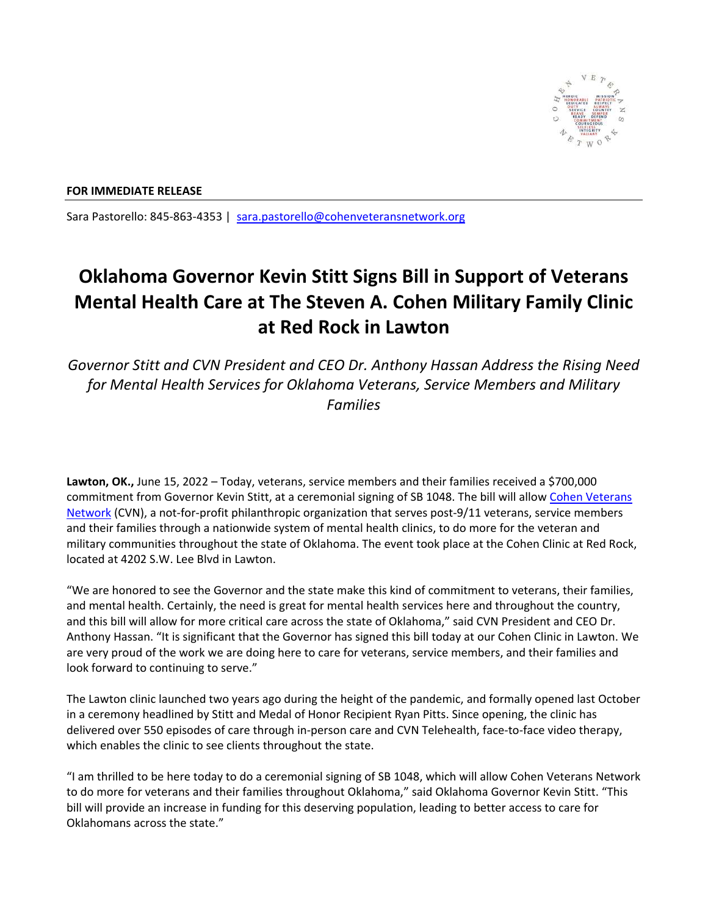**FOR IMMEDIATE RELEASE**

Sara Pastorello: 845-863-4353 | sara.pastorello@cohenveteransnetwork.org

# Oklahoma Governor Kevin Stitt Signs Bill in Support of Veterans Mental Health Care at The Steven A. Cohen Military Family Clinic at Red Rock in Lawton

*Governor Stitt and CVN President and CEO Dr. Anthony Hassan Address the Rising Need for Mental Health Services for Oklahoma Veterans, Service Members and Military Families*

**Lawton, OK.,** June 15, 2022 – Today, veterans, service members and their families received a $700,000 commitment from Governor Kevin Stitt, at a ceremonial signing of SB 1048. The bill will allow Cohen Veterans Network (CVN), a not-for-profit philanthropic organization that serves post-9/11 veterans, service members and their families through a nationwide system of mental health clinics, to do more for the veteran and military communities throughout the state of Oklahoma. The event took place at the Cohen Clinic at Red Rock, located at 4202 S.W. Lee Blvd in Lawton.

"We are honored to see the Governor and the state make this kind of commitment to veterans, their families, and mental health. Certainly, the need is great for mental health services here and throughout the country, and this bill will allow for more critical care across the state of Oklahoma," said CVN President and CEO Dr. Anthony Hassan. "It is significant that the Governor has signed this bill today at our Cohen Clinic in Lawton. We are very proud of the work we are doing here to care for veterans, service members, and their families and look forward to continuing to serve."

The Lawton clinic launched two years ago during the height of the pandemic, and formally opened last October in a ceremony headlined by Stitt and Medal of Honor Recipient Ryan Pitts. Since opening, the clinic has delivered over 550 episodes of care through in-person care and CVN Telehealth, face-to-face video therapy, which enables the clinic to see clients throughout the state.

"I am thrilled to be here today to do a ceremonial signing of SB 1048, which will allow Cohen Veterans Network to do more for veterans and their families throughout Oklahoma," said Oklahoma Governor Kevin Stitt. "This bill will provide an increase in funding for this deserving population, leading to better access to care for Oklahomans across the state."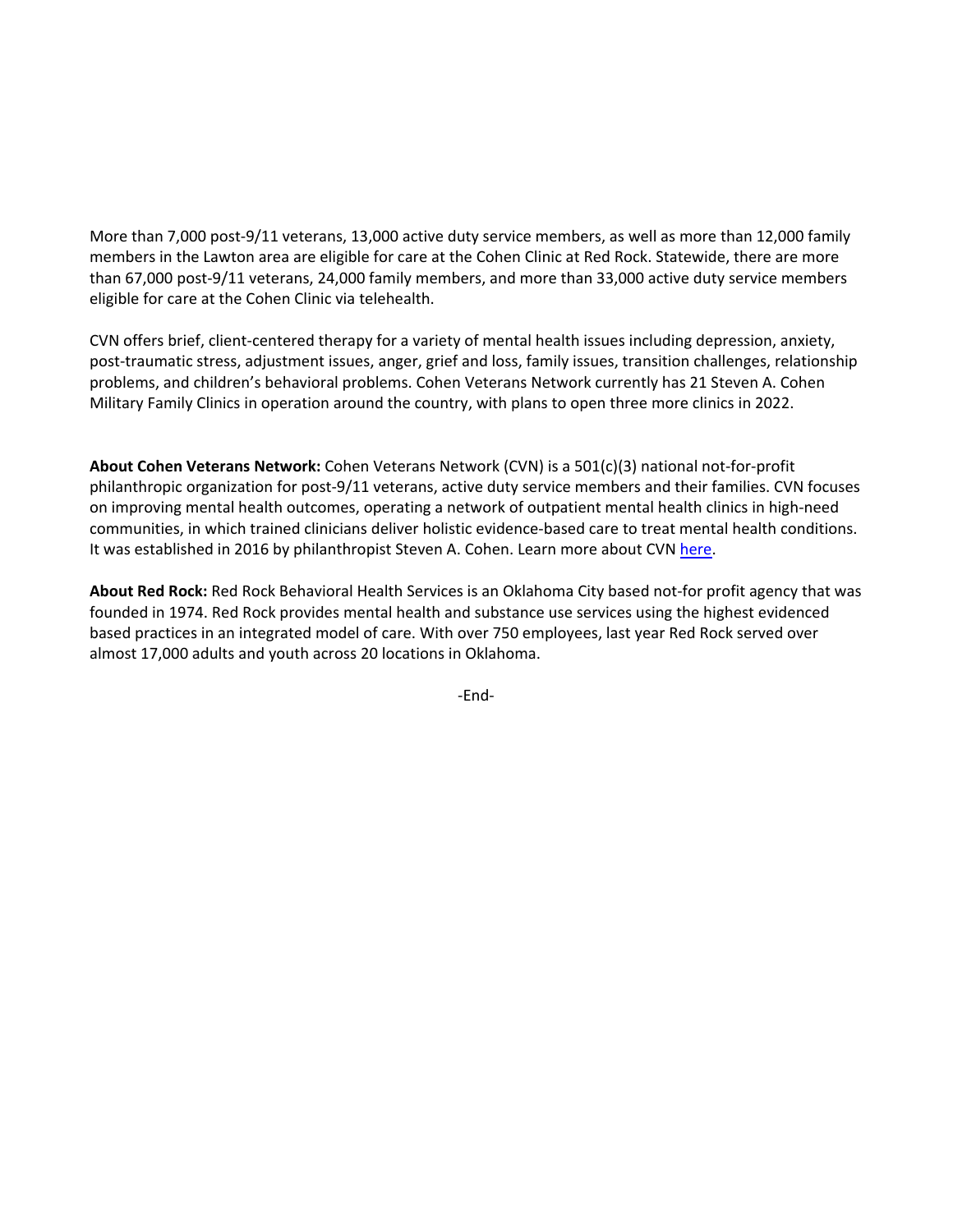More than 7,000 post-9/11 veterans, 13,000 active duty service members, as well as more than 12,000 family members in the Lawton area are eligible for care at the Cohen Clinic at Red Rock. Statewide, there are more than 67,000 post-9/11 veterans, 24,000 family members, and more than 33,000 active duty service members eligible for care at the Cohen Clinic via telehealth.

CVN offers brief, client-centered therapy for a variety of mental health issues including depression, anxiety, post-traumatic stress, adjustment issues, anger, grief and loss, family issues, transition challenges, relationship problems, and children's behavioral problems. Cohen Veterans Network currently has 21 Steven A. Cohen Military Family Clinics in operation around the country, with plans to open three more clinics in 2022.

**About Cohen Veterans Network:** Cohen Veterans Network (CVN) is a 501(c)(3) national not-for-profit philanthropic organization for post-9/11 veterans, active duty service members and their families. CVN focuses on improving mental health outcomes, operating a network of outpatient mental health clinics in high-need communities, in which trained clinicians deliver holistic evidence-based care to treat mental health conditions. It was established in 2016 by philanthropist Steven A. Cohen. Learn more about CVN here.

**About Red Rock:** Red Rock Behavioral Health Services is an Oklahoma City based not-for profit agency that was founded in 1974. Red Rock provides mental health and substance use services using the highest evidenced based practices in an integrated model of care. With over 750 employees, last year Red Rock served over almost 17,000 adults and youth across 20 locations in Oklahoma.

-End-